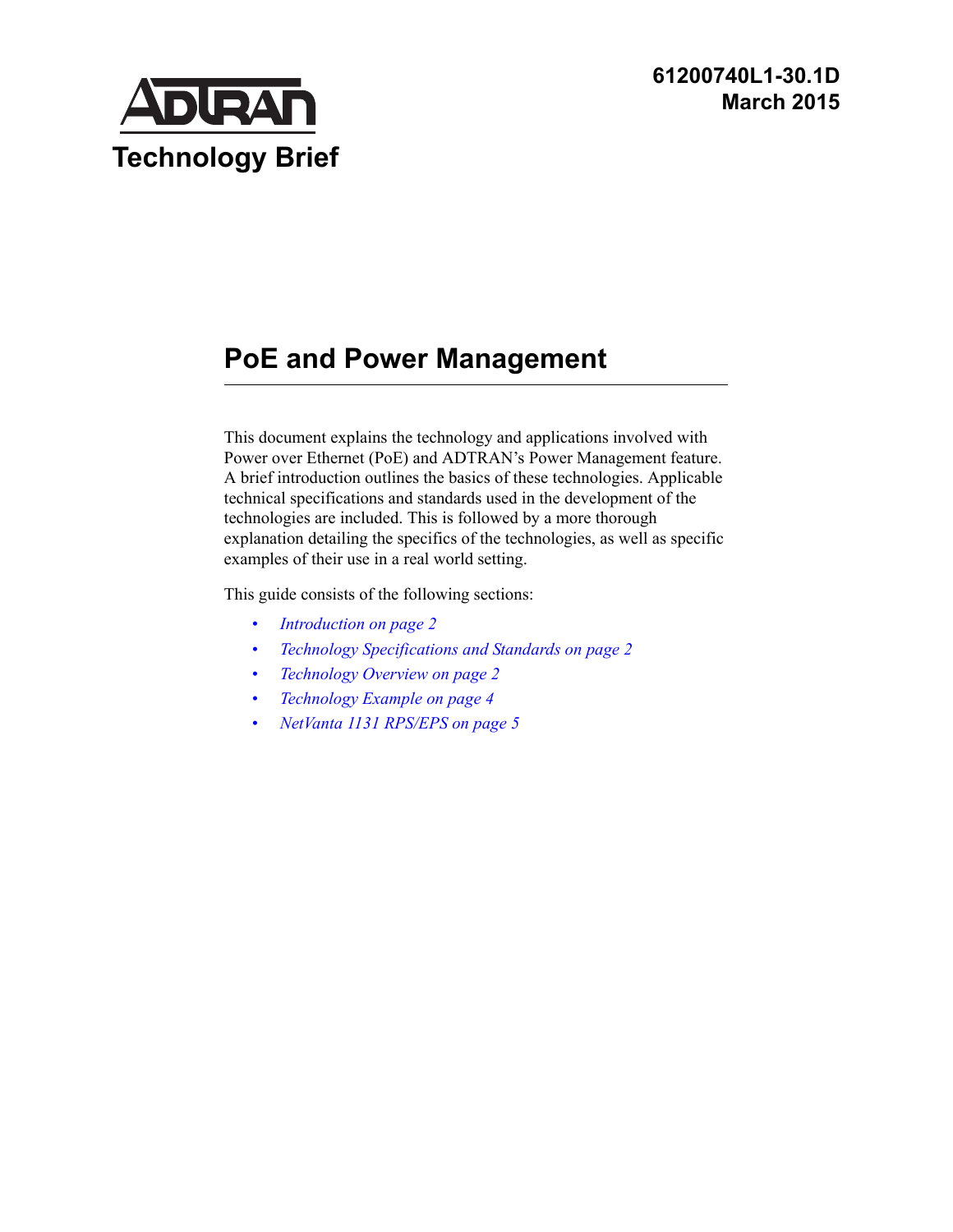ADTRAN

61200740L1-30.1D
March 2015

Technology Brief

# PoE and Power Management

This document explains the technology and applications involved with Power over Ethernet (PoE) and ADTRAN's Power Management feature. A brief introduction outlines the basics of these technologies. Applicable technical specifications and standards used in the development of the technologies are included. This is followed by a more thorough explanation detailing the specifics of the technologies, as well as specific examples of their use in a real world setting.

This guide consists of the following sections:

- *Introduction on page 2*
- *Technology Specifications and Standards on page 2*
- *Technology Overview on page 2*
- *Technology Example on page 4*
- *NetVanta 1131 RPS/EPS on page 5*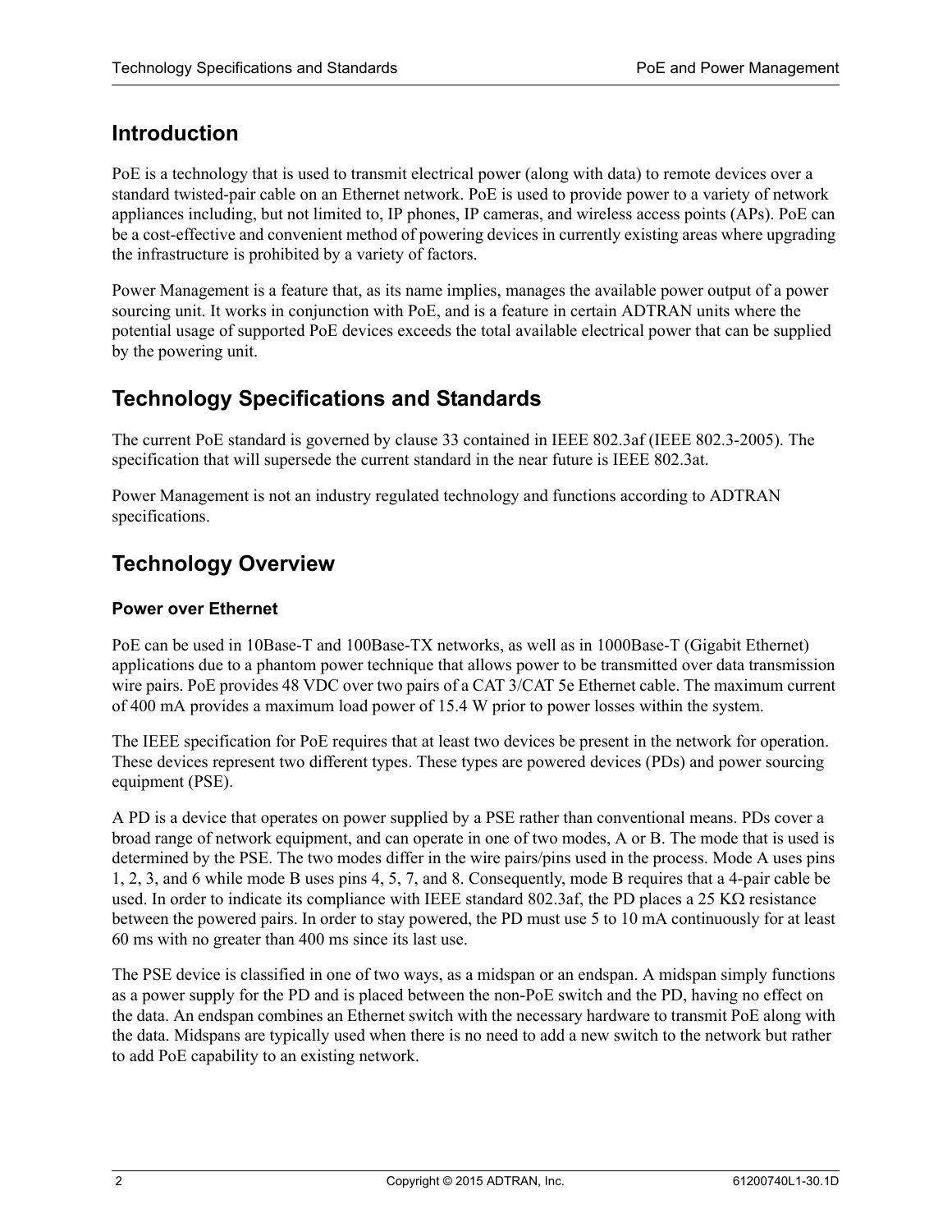## Introduction

PoE is a technology that is used to transmit electrical power (along with data) to remote devices over a standard twisted-pair cable on an Ethernet network. PoE is used to provide power to a variety of network appliances including, but not limited to, IP phones, IP cameras, and wireless access points (APs). PoE can be a cost-effective and convenient method of powering devices in currently existing areas where upgrading the infrastructure is prohibited by a variety of factors.

Power Management is a feature that, as its name implies, manages the available power output of a power sourcing unit. It works in conjunction with PoE, and is a feature in certain ADTRAN units where the potential usage of supported PoE devices exceeds the total available electrical power that can be supplied by the powering unit.

## Technology Specifications and Standards

The current PoE standard is governed by clause 33 contained in IEEE 802.3af (IEEE 802.3-2005). The specification that will supersede the current standard in the near future is IEEE 802.3at.

Power Management is not an industry regulated technology and functions according to ADTRAN specifications.

## Technology Overview

### Power over Ethernet

PoE can be used in 10Base-T and 100Base-TX networks, as well as in 1000Base-T (Gigabit Ethernet) applications due to a phantom power technique that allows power to be transmitted over data transmission wire pairs. PoE provides 48 VDC over two pairs of a CAT 3/CAT 5e Ethernet cable. The maximum current of 400 mA provides a maximum load power of 15.4 W prior to power losses within the system.

The IEEE specification for PoE requires that at least two devices be present in the network for operation. These devices represent two different types. These types are powered devices (PDs) and power sourcing equipment (PSE).

A PD is a device that operates on power supplied by a PSE rather than conventional means. PDs cover a broad range of network equipment, and can operate in one of two modes, A or B. The mode that is used is determined by the PSE. The two modes differ in the wire pairs/pins used in the process. Mode A uses pins 1, 2, 3, and 6 while mode B uses pins 4, 5, 7, and 8. Consequently, mode B requires that a 4-pair cable be used. In order to indicate its compliance with IEEE standard 802.3af, the PD places a 25 KΩ resistance between the powered pairs. In order to stay powered, the PD must use 5 to 10 mA continuously for at least 60 ms with no greater than 400 ms since its last use.

The PSE device is classified in one of two ways, as a midspan or an endspan. A midspan simply functions as a power supply for the PD and is placed between the non-PoE switch and the PD, having no effect on the data. An endspan combines an Ethernet switch with the necessary hardware to transmit PoE along with the data. Midspans are typically used when there is no need to add a new switch to the network but rather to add PoE capability to an existing network.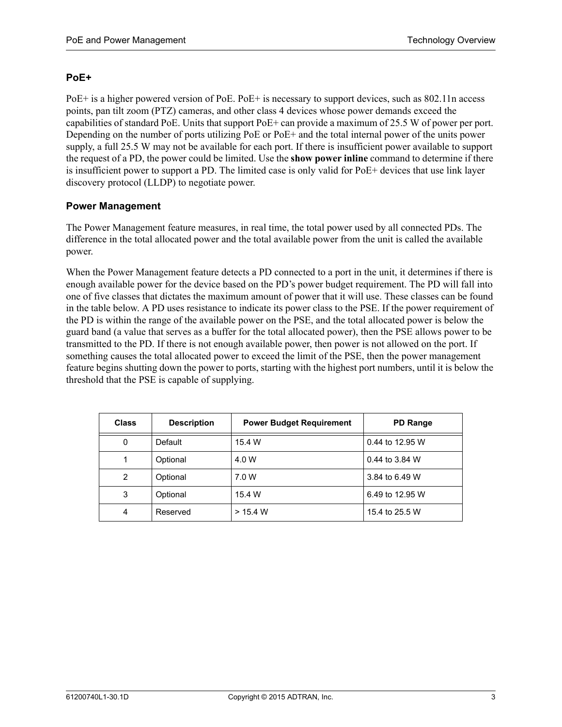### PoE+

PoE+ is a higher powered version of PoE. PoE+ is necessary to support devices, such as 802.11n access points, pan tilt zoom (PTZ) cameras, and other class 4 devices whose power demands exceed the capabilities of standard PoE. Units that support PoE+ can provide a maximum of 25.5 W of power per port. Depending on the number of ports utilizing PoE or PoE+ and the total internal power of the units power supply, a full 25.5 W may not be available for each port. If there is insufficient power available to support the request of a PD, the power could be limited. Use the **show power inline** command to determine if there is insufficient power to support a PD. The limited case is only valid for PoE+ devices that use link layer discovery protocol (LLDP) to negotiate power.

### Power Management

The Power Management feature measures, in real time, the total power used by all connected PDs. The difference in the total allocated power and the total available power from the unit is called the available power.

When the Power Management feature detects a PD connected to a port in the unit, it determines if there is enough available power for the device based on the PD's power budget requirement. The PD will fall into one of five classes that dictates the maximum amount of power that it will use. These classes can be found in the table below. A PD uses resistance to indicate its power class to the PSE. If the power requirement of the PD is within the range of the available power on the PSE, and the total allocated power is below the guard band (a value that serves as a buffer for the total allocated power), then the PSE allows power to be transmitted to the PD. If there is not enough available power, then power is not allowed on the port. If something causes the total allocated power to exceed the limit of the PSE, then the power management feature begins shutting down the power to ports, starting with the highest port numbers, until it is below the threshold that the PSE is capable of supplying.

| Class | Description | Power Budget Requirement | PD Range |
|---|---|---|---|
| 0 | Default | 15.4 W | 0.44 to 12.95 W |
| 1 | Optional | 4.0 W | 0.44 to 3.84 W |
| 2 | Optional | 7.0 W | 3.84 to 6.49 W |
| 3 | Optional | 15.4 W | 6.49 to 12.95 W |
| 4 | Reserved | > 15.4 W | 15.4 to 25.5 W |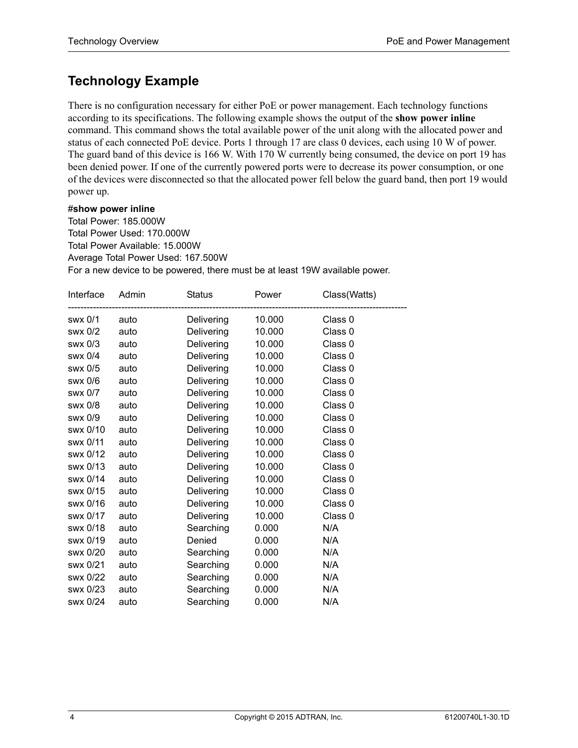## Technology Example

There is no configuration necessary for either PoE or power management. Each technology functions according to its specifications. The following example shows the output of the **show power inline** command. This command shows the total available power of the unit along with the allocated power and status of each connected PoE device. Ports 1 through 17 are class 0 devices, each using 10 W of power. The guard band of this device is 166 W. With 170 W currently being consumed, the device on port 19 has been denied power. If one of the currently powered ports were to decrease its power consumption, or one of the devices were disconnected so that the allocated power fell below the guard band, then port 19 would power up.

```
#show power inline
Total Power: 185.000W
Total Power Used: 170.000W
Total Power Available: 15.000W
Average Total Power Used: 167.500W
For a new device to be powered, there must be at least 19W available power.

Interface   Admin   Status       Power    Class(Watts)
------------------------------------------------------------------------
swx 0/1     auto    Delivering   10.000   Class 0
swx 0/2     auto    Delivering   10.000   Class 0
swx 0/3     auto    Delivering   10.000   Class 0
swx 0/4     auto    Delivering   10.000   Class 0
swx 0/5     auto    Delivering   10.000   Class 0
swx 0/6     auto    Delivering   10.000   Class 0
swx 0/7     auto    Delivering   10.000   Class 0
swx 0/8     auto    Delivering   10.000   Class 0
swx 0/9     auto    Delivering   10.000   Class 0
swx 0/10    auto    Delivering   10.000   Class 0
swx 0/11    auto    Delivering   10.000   Class 0
swx 0/12    auto    Delivering   10.000   Class 0
swx 0/13    auto    Delivering   10.000   Class 0
swx 0/14    auto    Delivering   10.000   Class 0
swx 0/15    auto    Delivering   10.000   Class 0
swx 0/16    auto    Delivering   10.000   Class 0
swx 0/17    auto    Delivering   10.000   Class 0
swx 0/18    auto    Searching    0.000    N/A
swx 0/19    auto    Denied       0.000    N/A
swx 0/20    auto    Searching    0.000    N/A
swx 0/21    auto    Searching    0.000    N/A
swx 0/22    auto    Searching    0.000    N/A
swx 0/23    auto    Searching    0.000    N/A
swx 0/24    auto    Searching    0.000    N/A
```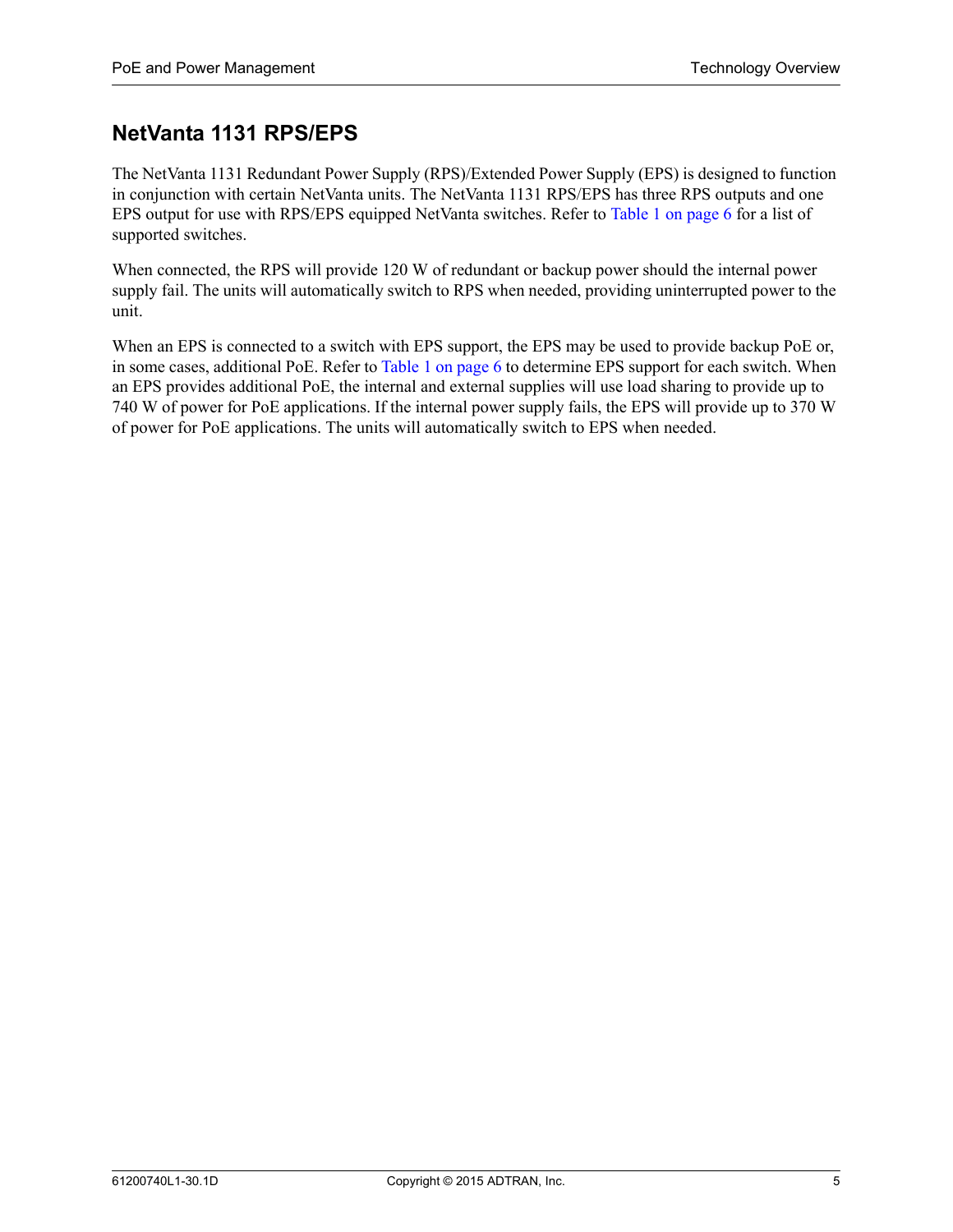## NetVanta 1131 RPS/EPS

The NetVanta 1131 Redundant Power Supply (RPS)/Extended Power Supply (EPS) is designed to function in conjunction with certain NetVanta units. The NetVanta 1131 RPS/EPS has three RPS outputs and one EPS output for use with RPS/EPS equipped NetVanta switches. Refer to Table 1 on page 6 for a list of supported switches.

When connected, the RPS will provide 120 W of redundant or backup power should the internal power supply fail. The units will automatically switch to RPS when needed, providing uninterrupted power to the unit.

When an EPS is connected to a switch with EPS support, the EPS may be used to provide backup PoE or, in some cases, additional PoE. Refer to Table 1 on page 6 to determine EPS support for each switch. When an EPS provides additional PoE, the internal and external supplies will use load sharing to provide up to 740 W of power for PoE applications. If the internal power supply fails, the EPS will provide up to 370 W of power for PoE applications. The units will automatically switch to EPS when needed.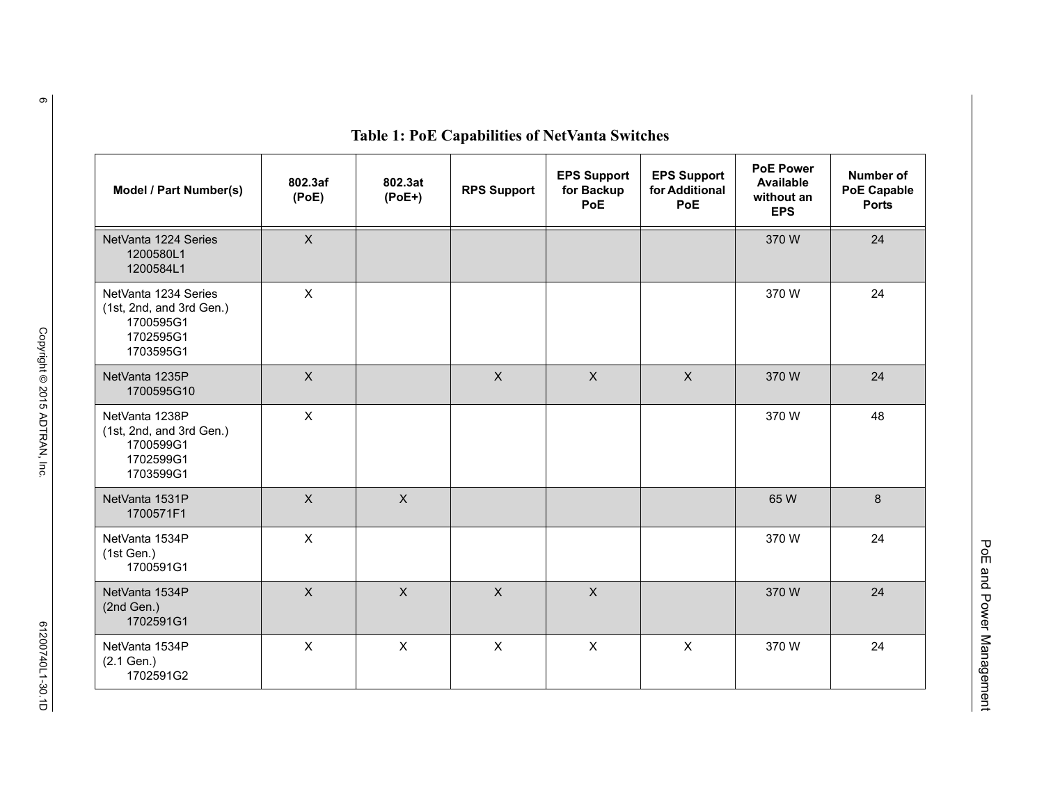**Table 1: PoE Capabilities of NetVanta Switches**

| Model / Part Number(s) | 802.3af (PoE) | 802.3at (PoE+) | RPS Support | EPS Support for Backup PoE | EPS Support for Additional PoE | PoE Power Available without an EPS | Number of PoE Capable Ports |
|---|---|---|---|---|---|---|---|
| NetVanta 1224 Series<br>1200580L1<br>1200584L1 | X | | | | | 370 W | 24 |
| NetVanta 1234 Series<br>(1st, 2nd, and 3rd Gen.)<br>1700595G1<br>1702595G1<br>1703595G1 | X | | | | | 370 W | 24 |
| NetVanta 1235P<br>1700595G10 | X | | X | X | X | 370 W | 24 |
| NetVanta 1238P<br>(1st, 2nd, and 3rd Gen.)<br>1700599G1<br>1702599G1<br>1703599G1 | X | | | | | 370 W | 48 |
| NetVanta 1531P<br>1700571F1 | X | X | | | | 65 W | 8 |
| NetVanta 1534P<br>(1st Gen.)<br>1700591G1 | X | | | | | 370 W | 24 |
| NetVanta 1534P<br>(2nd Gen.)<br>1702591G1 | X | X | X | X | | 370 W | 24 |
| NetVanta 1534P<br>(2.1 Gen.)<br>1702591G2 | X | X | X | X | X | 370 W | 24 |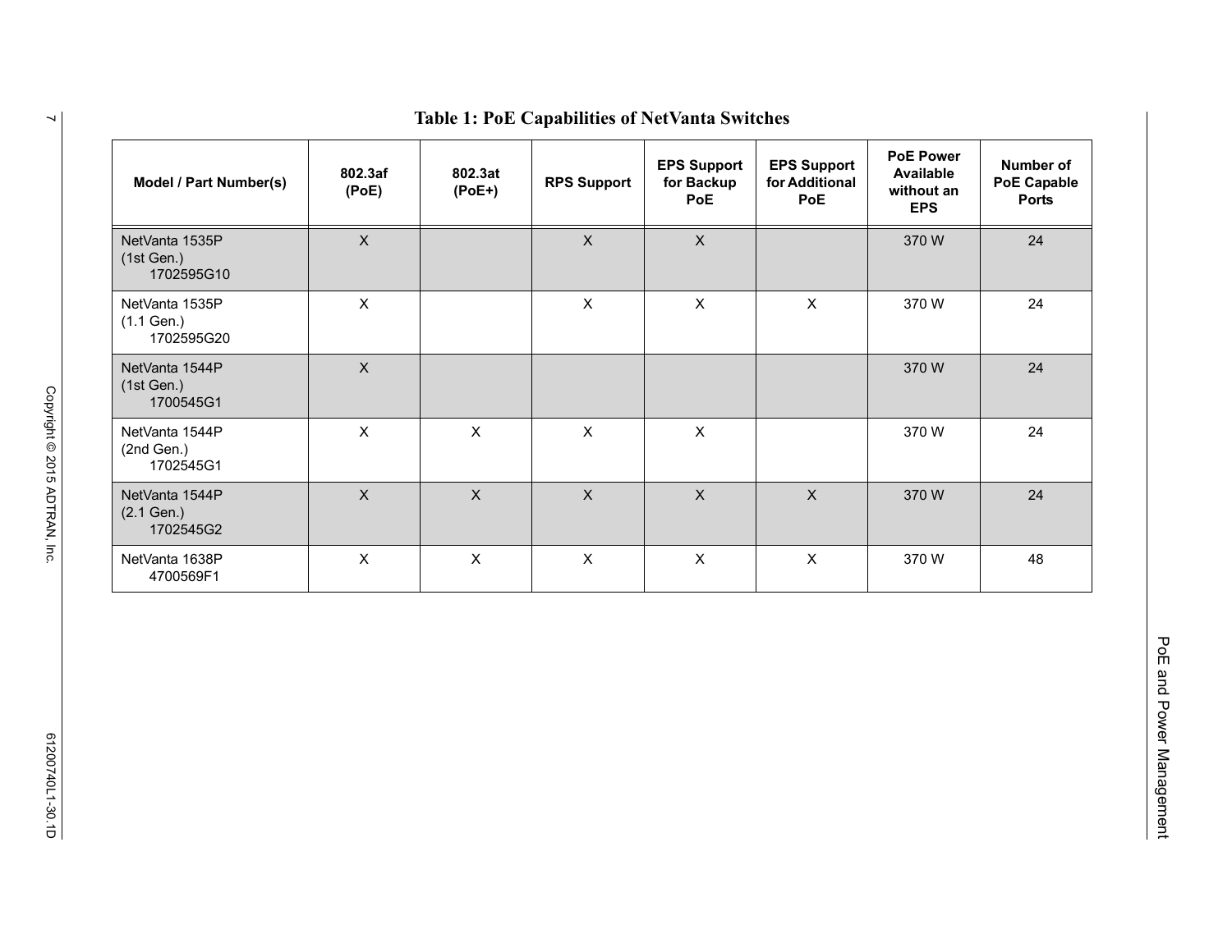**Table 1: PoE Capabilities of NetVanta Switches**

| Model / Part Number(s) | 802.3af (PoE) | 802.3at (PoE+) | RPS Support | EPS Support for Backup PoE | EPS Support for Additional PoE | PoE Power Available without an EPS | Number of PoE Capable Ports |
|---|---|---|---|---|---|---|---|
| NetVanta 1535P (1st Gen.) 1702595G10 | X | | X | X | | 370 W | 24 |
| NetVanta 1535P (1.1 Gen.) 1702595G20 | X | | X | X | X | 370 W | 24 |
| NetVanta 1544P (1st Gen.) 1700545G1 | X | | | | | 370 W | 24 |
| NetVanta 1544P (2nd Gen.) 1702545G1 | X | X | X | X | | 370 W | 24 |
| NetVanta 1544P (2.1 Gen.) 1702545G2 | X | X | X | X | X | 370 W | 24 |
| NetVanta 1638P 4700569F1 | X | X | X | X | X | 370 W | 48 |